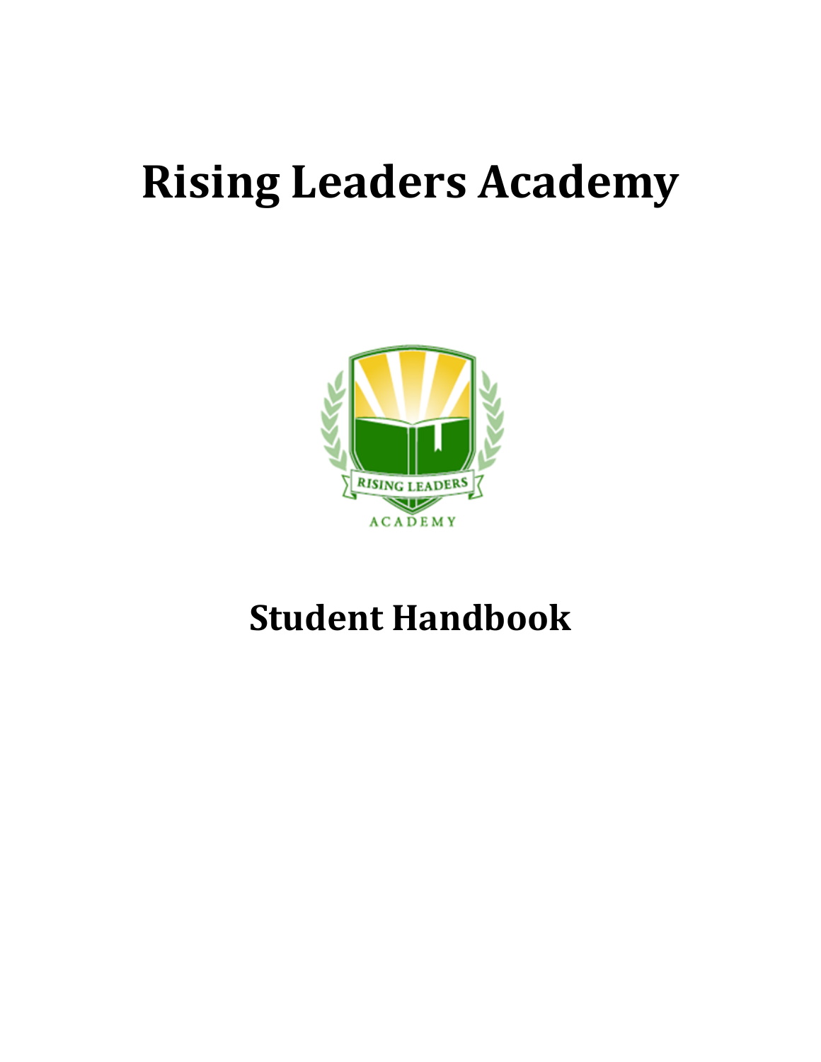# Rising Leaders Academy

## Student Handbook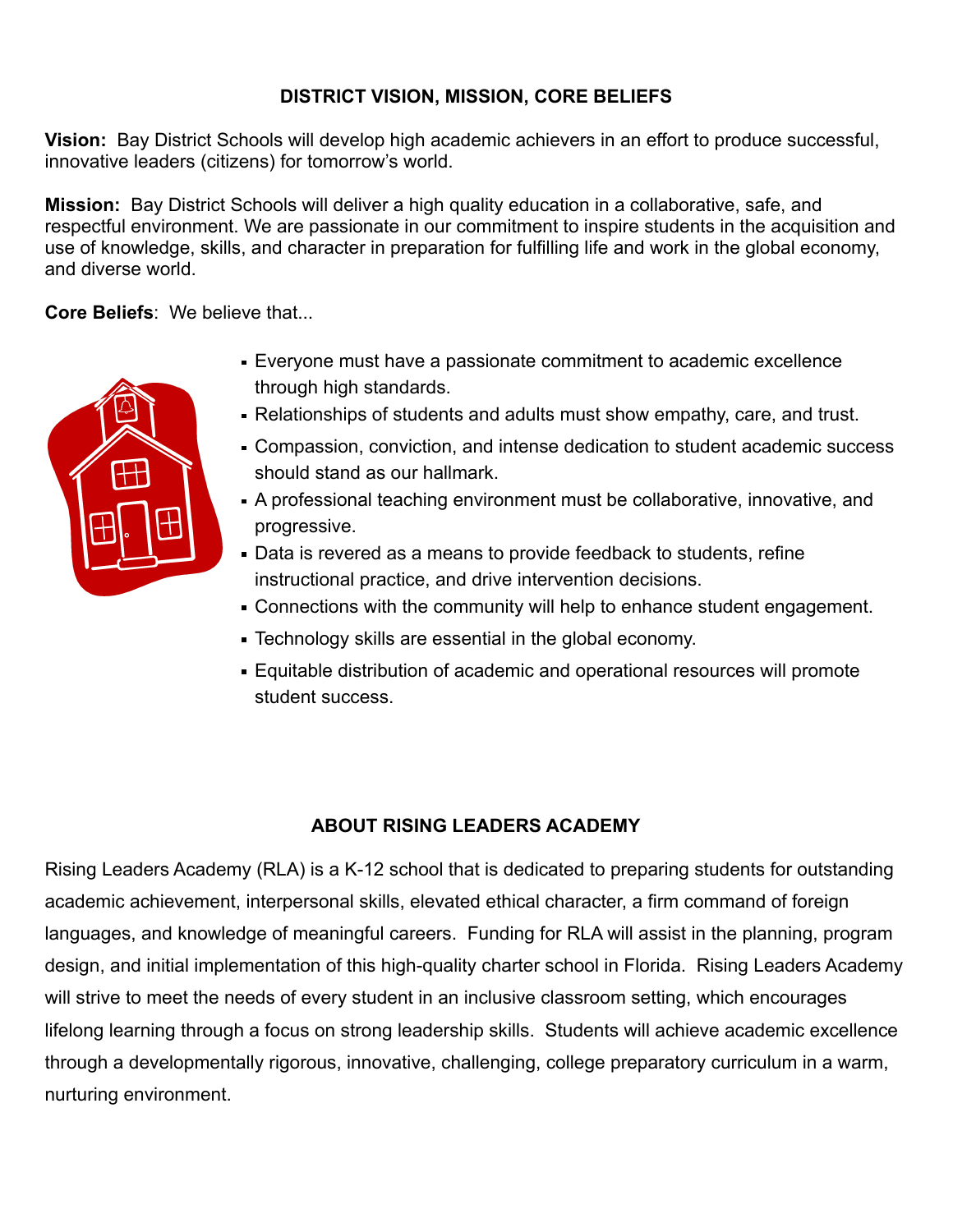## DISTRICT VISION, MISSION, CORE BELIEFS

**Vision:** Bay District Schools will develop high academic achievers in an effort to produce successful, innovative leaders (citizens) for tomorrow's world.

**Mission:** Bay District Schools will deliver a high quality education in a collaborative, safe, and respectful environment. We are passionate in our commitment to inspire students in the acquisition and use of knowledge, skills, and character in preparation for fulfilling life and work in the global economy, and diverse world.

**Core Beliefs**: We believe that...

- Everyone must have a passionate commitment to academic excellence through high standards.
- Relationships of students and adults must show empathy, care, and trust.
- Compassion, conviction, and intense dedication to student academic success should stand as our hallmark.
- A professional teaching environment must be collaborative, innovative, and progressive.
- Data is revered as a means to provide feedback to students, refine instructional practice, and drive intervention decisions.
- Connections with the community will help to enhance student engagement.
- Technology skills are essential in the global economy.
- Equitable distribution of academic and operational resources will promote student success.

## ABOUT RISING LEADERS ACADEMY

Rising Leaders Academy (RLA) is a K-12 school that is dedicated to preparing students for outstanding academic achievement, interpersonal skills, elevated ethical character, a firm command of foreign languages, and knowledge of meaningful careers. Funding for RLA will assist in the planning, program design, and initial implementation of this high-quality charter school in Florida. Rising Leaders Academy will strive to meet the needs of every student in an inclusive classroom setting, which encourages lifelong learning through a focus on strong leadership skills. Students will achieve academic excellence through a developmentally rigorous, innovative, challenging, college preparatory curriculum in a warm, nurturing environment.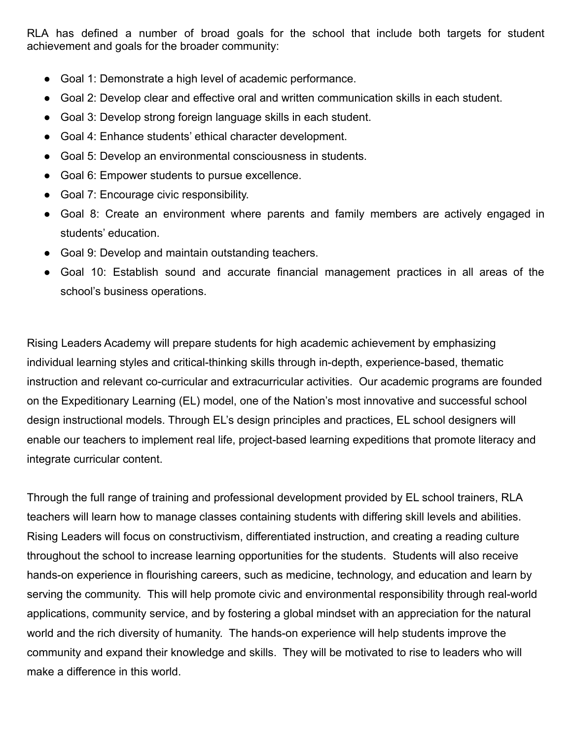RLA has defined a number of broad goals for the school that include both targets for student achievement and goals for the broader community:

- Goal 1: Demonstrate a high level of academic performance.
- Goal 2: Develop clear and effective oral and written communication skills in each student.
- Goal 3: Develop strong foreign language skills in each student.
- Goal 4: Enhance students' ethical character development.
- Goal 5: Develop an environmental consciousness in students.
- Goal 6: Empower students to pursue excellence.
- Goal 7: Encourage civic responsibility.
- Goal 8: Create an environment where parents and family members are actively engaged in students' education.
- Goal 9: Develop and maintain outstanding teachers.
- Goal 10: Establish sound and accurate financial management practices in all areas of the school's business operations.

Rising Leaders Academy will prepare students for high academic achievement by emphasizing individual learning styles and critical-thinking skills through in-depth, experience-based, thematic instruction and relevant co-curricular and extracurricular activities. Our academic programs are founded on the Expeditionary Learning (EL) model, one of the Nation's most innovative and successful school design instructional models. Through EL's design principles and practices, EL school designers will enable our teachers to implement real life, project-based learning expeditions that promote literacy and integrate curricular content.

Through the full range of training and professional development provided by EL school trainers, RLA teachers will learn how to manage classes containing students with differing skill levels and abilities. Rising Leaders will focus on constructivism, differentiated instruction, and creating a reading culture throughout the school to increase learning opportunities for the students. Students will also receive hands-on experience in flourishing careers, such as medicine, technology, and education and learn by serving the community. This will help promote civic and environmental responsibility through real-world applications, community service, and by fostering a global mindset with an appreciation for the natural world and the rich diversity of humanity. The hands-on experience will help students improve the community and expand their knowledge and skills. They will be motivated to rise to leaders who will make a difference in this world.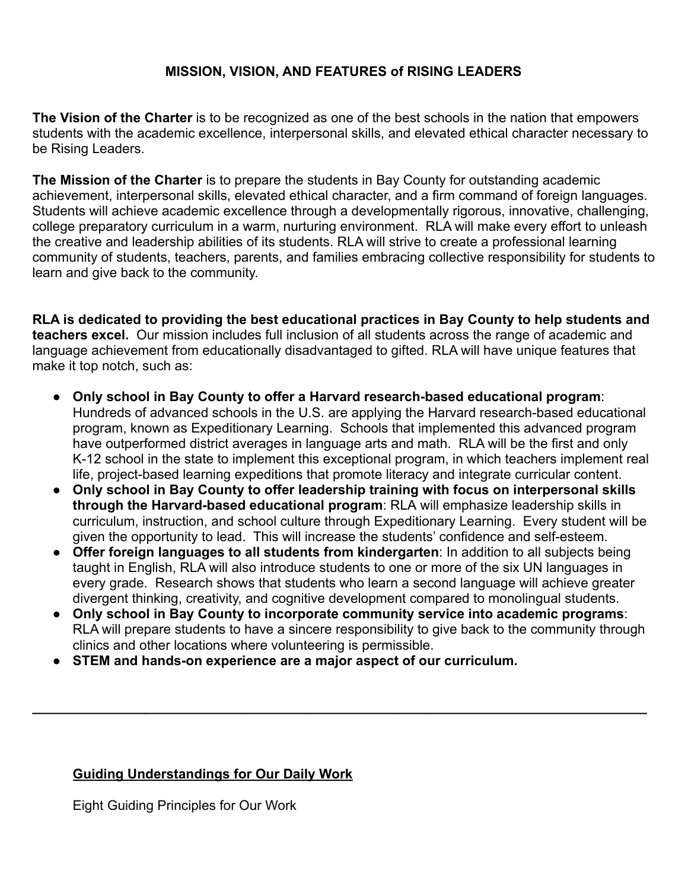## MISSION, VISION, AND FEATURES of RISING LEADERS

**The Vision of the Charter** is to be recognized as one of the best schools in the nation that empowers students with the academic excellence, interpersonal skills, and elevated ethical character necessary to be Rising Leaders.

**The Mission of the Charter** is to prepare the students in Bay County for outstanding academic achievement, interpersonal skills, elevated ethical character, and a firm command of foreign languages. Students will achieve academic excellence through a developmentally rigorous, innovative, challenging, college preparatory curriculum in a warm, nurturing environment. RLA will make every effort to unleash the creative and leadership abilities of its students. RLA will strive to create a professional learning community of students, teachers, parents, and families embracing collective responsibility for students to learn and give back to the community.

**RLA is dedicated to providing the best educational practices in Bay County to help students and teachers excel.** Our mission includes full inclusion of all students across the range of academic and language achievement from educationally disadvantaged to gifted. RLA will have unique features that make it top notch, such as:

- **Only school in Bay County to offer a Harvard research-based educational program**: Hundreds of advanced schools in the U.S. are applying the Harvard research-based educational program, known as Expeditionary Learning. Schools that implemented this advanced program have outperformed district averages in language arts and math. RLA will be the first and only K-12 school in the state to implement this exceptional program, in which teachers implement real life, project-based learning expeditions that promote literacy and integrate curricular content.
- **Only school in Bay County to offer leadership training with focus on interpersonal skills through the Harvard-based educational program**: RLA will emphasize leadership skills in curriculum, instruction, and school culture through Expeditionary Learning. Every student will be given the opportunity to lead. This will increase the students' confidence and self-esteem.
- **Offer foreign languages to all students from kindergarten**: In addition to all subjects being taught in English, RLA will also introduce students to one or more of the six UN languages in every grade. Research shows that students who learn a second language will achieve greater divergent thinking, creativity, and cognitive development compared to monolingual students.
- **Only school in Bay County to incorporate community service into academic programs**: RLA will prepare students to have a sincere responsibility to give back to the community through clinics and other locations where volunteering is permissible.
- **STEM and hands-on experience are a major aspect of our curriculum.**

---

### Guiding Understandings for Our Daily Work

Eight Guiding Principles for Our Work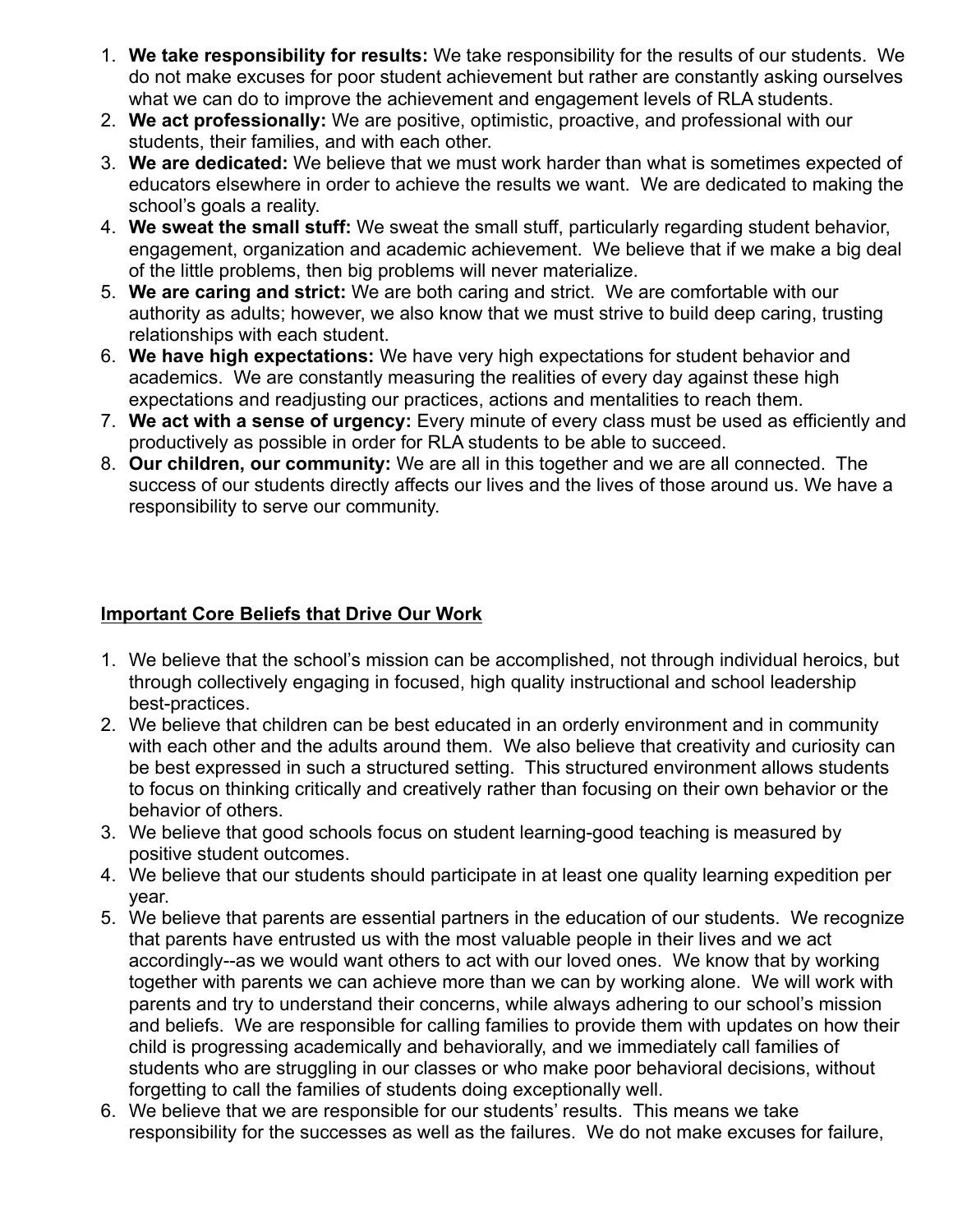1. **We take responsibility for results:** We take responsibility for the results of our students. We do not make excuses for poor student achievement but rather are constantly asking ourselves what we can do to improve the achievement and engagement levels of RLA students.
2. **We act professionally:** We are positive, optimistic, proactive, and professional with our students, their families, and with each other.
3. **We are dedicated:** We believe that we must work harder than what is sometimes expected of educators elsewhere in order to achieve the results we want. We are dedicated to making the school's goals a reality.
4. **We sweat the small stuff:** We sweat the small stuff, particularly regarding student behavior, engagement, organization and academic achievement. We believe that if we make a big deal of the little problems, then big problems will never materialize.
5. **We are caring and strict:** We are both caring and strict. We are comfortable with our authority as adults; however, we also know that we must strive to build deep caring, trusting relationships with each student.
6. **We have high expectations:** We have very high expectations for student behavior and academics. We are constantly measuring the realities of every day against these high expectations and readjusting our practices, actions and mentalities to reach them.
7. **We act with a sense of urgency:** Every minute of every class must be used as efficiently and productively as possible in order for RLA students to be able to succeed.
8. **Our children, our community:** We are all in this together and we are all connected. The success of our students directly affects our lives and the lives of those around us. We have a responsibility to serve our community.

## Important Core Beliefs that Drive Our Work

1. We believe that the school's mission can be accomplished, not through individual heroics, but through collectively engaging in focused, high quality instructional and school leadership best-practices.
2. We believe that children can be best educated in an orderly environment and in community with each other and the adults around them. We also believe that creativity and curiosity can be best expressed in such a structured setting. This structured environment allows students to focus on thinking critically and creatively rather than focusing on their own behavior or the behavior of others.
3. We believe that good schools focus on student learning-good teaching is measured by positive student outcomes.
4. We believe that our students should participate in at least one quality learning expedition per year.
5. We believe that parents are essential partners in the education of our students. We recognize that parents have entrusted us with the most valuable people in their lives and we act accordingly--as we would want others to act with our loved ones. We know that by working together with parents we can achieve more than we can by working alone. We will work with parents and try to understand their concerns, while always adhering to our school's mission and beliefs. We are responsible for calling families to provide them with updates on how their child is progressing academically and behaviorally, and we immediately call families of students who are struggling in our classes or who make poor behavioral decisions, without forgetting to call the families of students doing exceptionally well.
6. We believe that we are responsible for our students' results. This means we take responsibility for the successes as well as the failures. We do not make excuses for failure,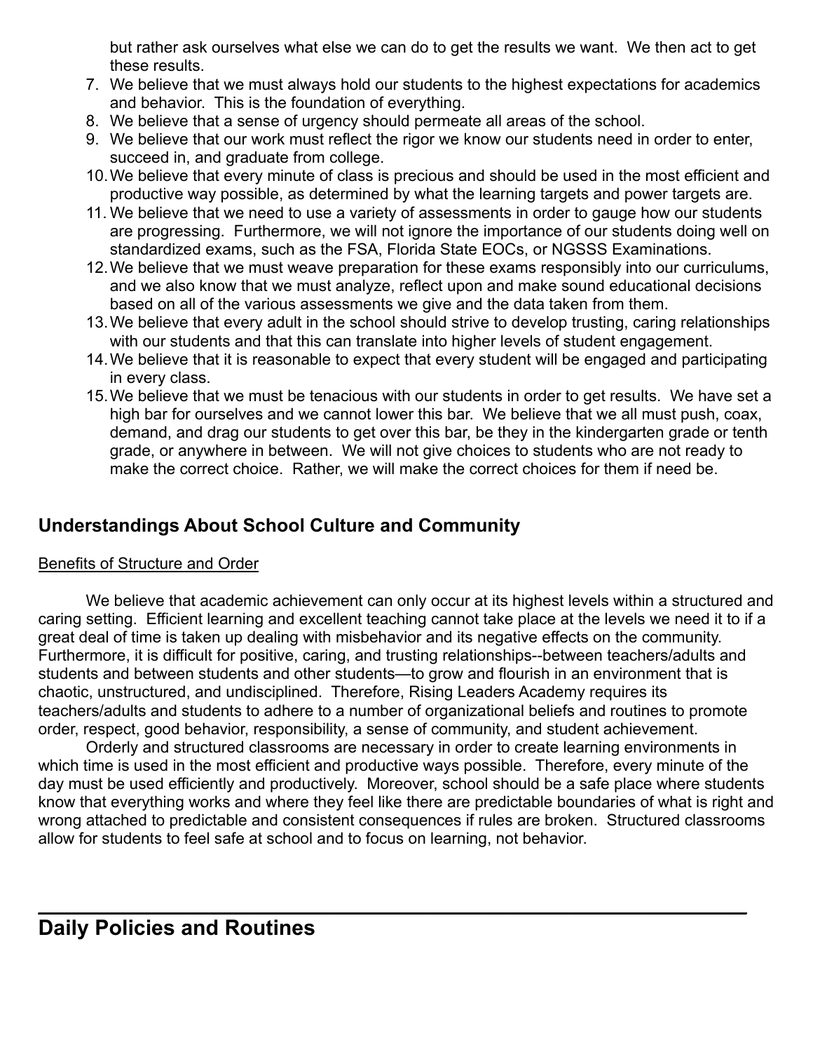but rather ask ourselves what else we can do to get the results we want. We then act to get these results.

7. We believe that we must always hold our students to the highest expectations for academics and behavior. This is the foundation of everything.
8. We believe that a sense of urgency should permeate all areas of the school.
9. We believe that our work must reflect the rigor we know our students need in order to enter, succeed in, and graduate from college.
10. We believe that every minute of class is precious and should be used in the most efficient and productive way possible, as determined by what the learning targets and power targets are.
11. We believe that we need to use a variety of assessments in order to gauge how our students are progressing. Furthermore, we will not ignore the importance of our students doing well on standardized exams, such as the FSA, Florida State EOCs, or NGSSS Examinations.
12. We believe that we must weave preparation for these exams responsibly into our curriculums, and we also know that we must analyze, reflect upon and make sound educational decisions based on all of the various assessments we give and the data taken from them.
13. We believe that every adult in the school should strive to develop trusting, caring relationships with our students and that this can translate into higher levels of student engagement.
14. We believe that it is reasonable to expect that every student will be engaged and participating in every class.
15. We believe that we must be tenacious with our students in order to get results. We have set a high bar for ourselves and we cannot lower this bar. We believe that we all must push, coax, demand, and drag our students to get over this bar, be they in the kindergarten grade or tenth grade, or anywhere in between. We will not give choices to students who are not ready to make the correct choice. Rather, we will make the correct choices for them if need be.

### Understandings About School Culture and Community

Benefits of Structure and Order

We believe that academic achievement can only occur at its highest levels within a structured and caring setting. Efficient learning and excellent teaching cannot take place at the levels we need it to if a great deal of time is taken up dealing with misbehavior and its negative effects on the community. Furthermore, it is difficult for positive, caring, and trusting relationships--between teachers/adults and students and between students and other students—to grow and flourish in an environment that is chaotic, unstructured, and undisciplined. Therefore, Rising Leaders Academy requires its teachers/adults and students to adhere to a number of organizational beliefs and routines to promote order, respect, good behavior, responsibility, a sense of community, and student achievement.

Orderly and structured classrooms are necessary in order to create learning environments in which time is used in the most efficient and productive ways possible. Therefore, every minute of the day must be used efficiently and productively. Moreover, school should be a safe place where students know that everything works and where they feel like there are predictable boundaries of what is right and wrong attached to predictable and consistent consequences if rules are broken. Structured classrooms allow for students to feel safe at school and to focus on learning, not behavior.

## Daily Policies and Routines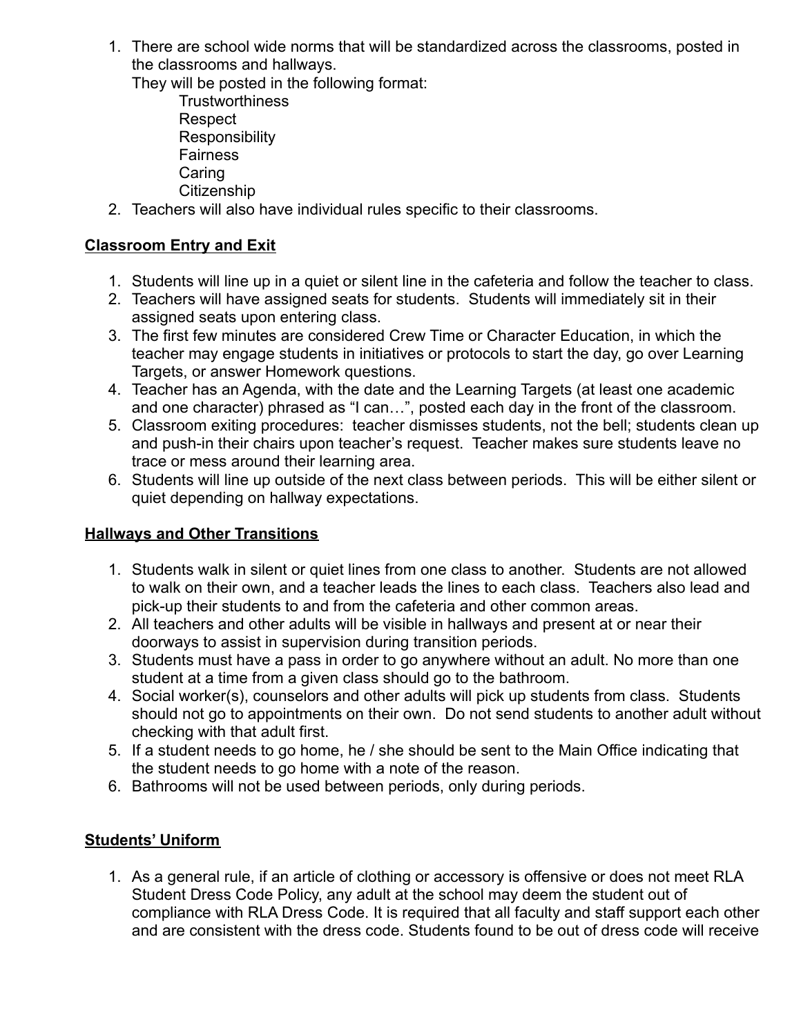1. There are school wide norms that will be standardized across the classrooms, posted in the classrooms and hallways.
   They will be posted in the following format:
   - Trustworthiness
   - Respect
   - Responsibility
   - Fairness
   - Caring
   - Citizenship
2. Teachers will also have individual rules specific to their classrooms.

**Classroom Entry and Exit**

1. Students will line up in a quiet or silent line in the cafeteria and follow the teacher to class.
2. Teachers will have assigned seats for students. Students will immediately sit in their assigned seats upon entering class.
3. The first few minutes are considered Crew Time or Character Education, in which the teacher may engage students in initiatives or protocols to start the day, go over Learning Targets, or answer Homework questions.
4. Teacher has an Agenda, with the date and the Learning Targets (at least one academic and one character) phrased as "I can…", posted each day in the front of the classroom.
5. Classroom exiting procedures: teacher dismisses students, not the bell; students clean up and push-in their chairs upon teacher's request. Teacher makes sure students leave no trace or mess around their learning area.
6. Students will line up outside of the next class between periods. This will be either silent or quiet depending on hallway expectations.

**Hallways and Other Transitions**

1. Students walk in silent or quiet lines from one class to another. Students are not allowed to walk on their own, and a teacher leads the lines to each class. Teachers also lead and pick-up their students to and from the cafeteria and other common areas.
2. All teachers and other adults will be visible in hallways and present at or near their doorways to assist in supervision during transition periods.
3. Students must have a pass in order to go anywhere without an adult. No more than one student at a time from a given class should go to the bathroom.
4. Social worker(s), counselors and other adults will pick up students from class. Students should not go to appointments on their own. Do not send students to another adult without checking with that adult first.
5. If a student needs to go home, he / she should be sent to the Main Office indicating that the student needs to go home with a note of the reason.
6. Bathrooms will not be used between periods, only during periods.

**Students' Uniform**

1. As a general rule, if an article of clothing or accessory is offensive or does not meet RLA Student Dress Code Policy, any adult at the school may deem the student out of compliance with RLA Dress Code. It is required that all faculty and staff support each other and are consistent with the dress code. Students found to be out of dress code will receive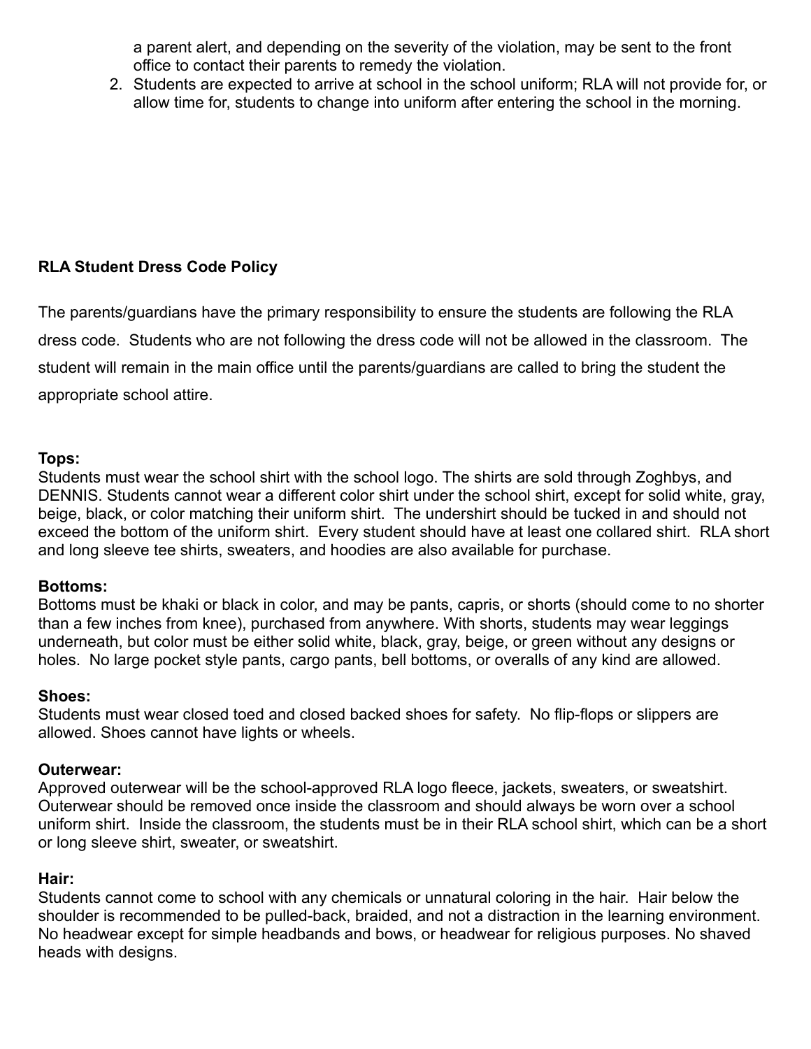a parent alert, and depending on the severity of the violation, may be sent to the front office to contact their parents to remedy the violation.

2. Students are expected to arrive at school in the school uniform; RLA will not provide for, or allow time for, students to change into uniform after entering the school in the morning.

**RLA Student Dress Code Policy**

The parents/guardians have the primary responsibility to ensure the students are following the RLA dress code. Students who are not following the dress code will not be allowed in the classroom. The student will remain in the main office until the parents/guardians are called to bring the student the appropriate school attire.

**Tops:**
Students must wear the school shirt with the school logo. The shirts are sold through Zoghbys, and DENNIS. Students cannot wear a different color shirt under the school shirt, except for solid white, gray, beige, black, or color matching their uniform shirt. The undershirt should be tucked in and should not exceed the bottom of the uniform shirt. Every student should have at least one collared shirt. RLA short and long sleeve tee shirts, sweaters, and hoodies are also available for purchase.

**Bottoms:**
Bottoms must be khaki or black in color, and may be pants, capris, or shorts (should come to no shorter than a few inches from knee), purchased from anywhere. With shorts, students may wear leggings underneath, but color must be either solid white, black, gray, beige, or green without any designs or holes. No large pocket style pants, cargo pants, bell bottoms, or overalls of any kind are allowed.

**Shoes:**
Students must wear closed toed and closed backed shoes for safety. No flip-flops or slippers are allowed. Shoes cannot have lights or wheels.

**Outerwear:**
Approved outerwear will be the school-approved RLA logo fleece, jackets, sweaters, or sweatshirt. Outerwear should be removed once inside the classroom and should always be worn over a school uniform shirt. Inside the classroom, the students must be in their RLA school shirt, which can be a short or long sleeve shirt, sweater, or sweatshirt.

**Hair:**
Students cannot come to school with any chemicals or unnatural coloring in the hair. Hair below the shoulder is recommended to be pulled-back, braided, and not a distraction in the learning environment. No headwear except for simple headbands and bows, or headwear for religious purposes. No shaved heads with designs.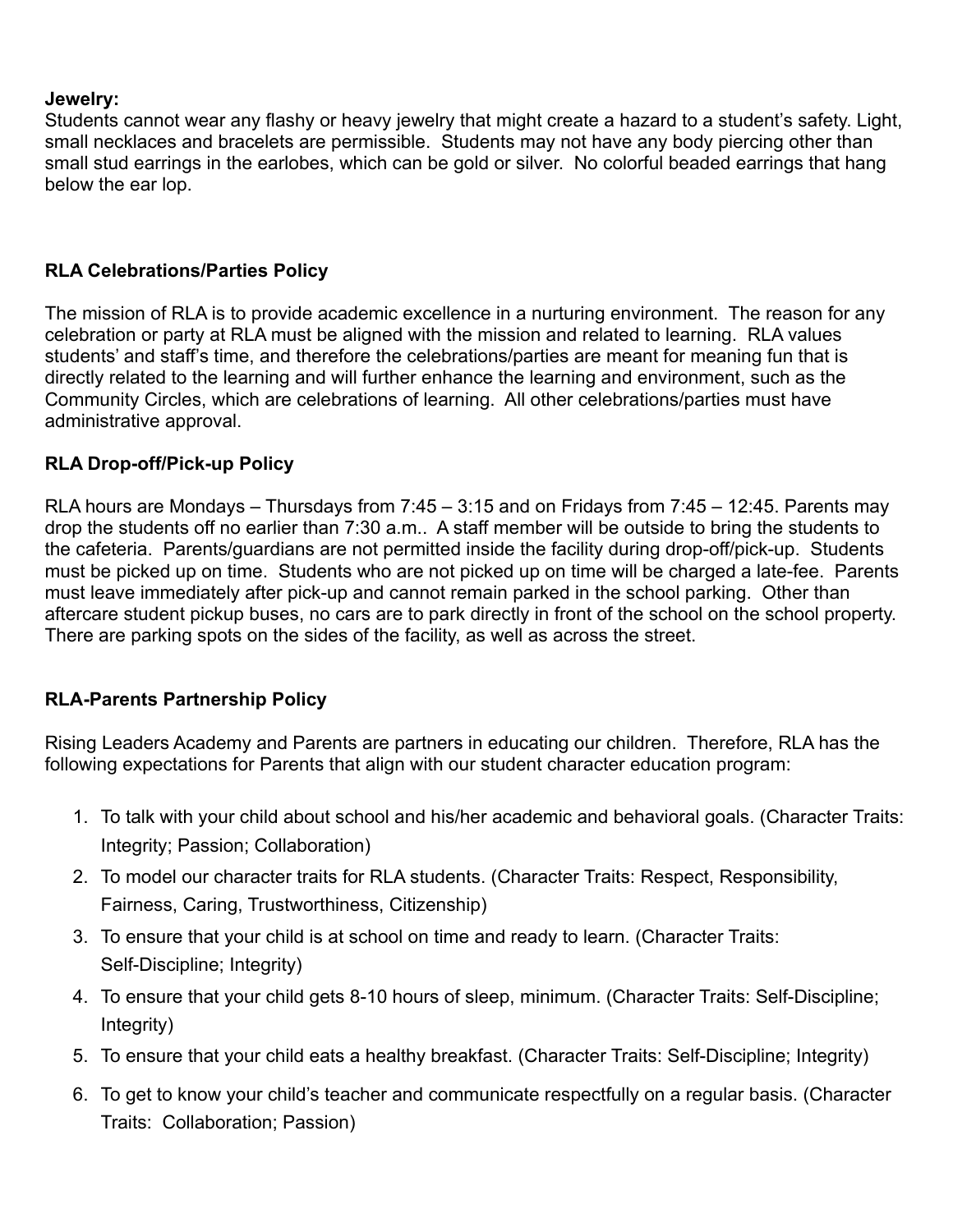**Jewelry:**
Students cannot wear any flashy or heavy jewelry that might create a hazard to a student's safety. Light, small necklaces and bracelets are permissible. Students may not have any body piercing other than small stud earrings in the earlobes, which can be gold or silver. No colorful beaded earrings that hang below the ear lop.

### RLA Celebrations/Parties Policy

The mission of RLA is to provide academic excellence in a nurturing environment. The reason for any celebration or party at RLA must be aligned with the mission and related to learning. RLA values students' and staff's time, and therefore the celebrations/parties are meant for meaning fun that is directly related to the learning and will further enhance the learning and environment, such as the Community Circles, which are celebrations of learning. All other celebrations/parties must have administrative approval.

### RLA Drop-off/Pick-up Policy

RLA hours are Mondays – Thursdays from 7:45 – 3:15 and on Fridays from 7:45 – 12:45. Parents may drop the students off no earlier than 7:30 a.m.. A staff member will be outside to bring the students to the cafeteria. Parents/guardians are not permitted inside the facility during drop-off/pick-up. Students must be picked up on time. Students who are not picked up on time will be charged a late-fee. Parents must leave immediately after pick-up and cannot remain parked in the school parking. Other than aftercare student pickup buses, no cars are to park directly in front of the school on the school property. There are parking spots on the sides of the facility, as well as across the street.

### RLA-Parents Partnership Policy

Rising Leaders Academy and Parents are partners in educating our children. Therefore, RLA has the following expectations for Parents that align with our student character education program:

1. To talk with your child about school and his/her academic and behavioral goals. (Character Traits: Integrity; Passion; Collaboration)
2. To model our character traits for RLA students. (Character Traits: Respect, Responsibility, Fairness, Caring, Trustworthiness, Citizenship)
3. To ensure that your child is at school on time and ready to learn. (Character Traits: Self-Discipline; Integrity)
4. To ensure that your child gets 8-10 hours of sleep, minimum. (Character Traits: Self-Discipline; Integrity)
5. To ensure that your child eats a healthy breakfast. (Character Traits: Self-Discipline; Integrity)
6. To get to know your child's teacher and communicate respectfully on a regular basis. (Character Traits: Collaboration; Passion)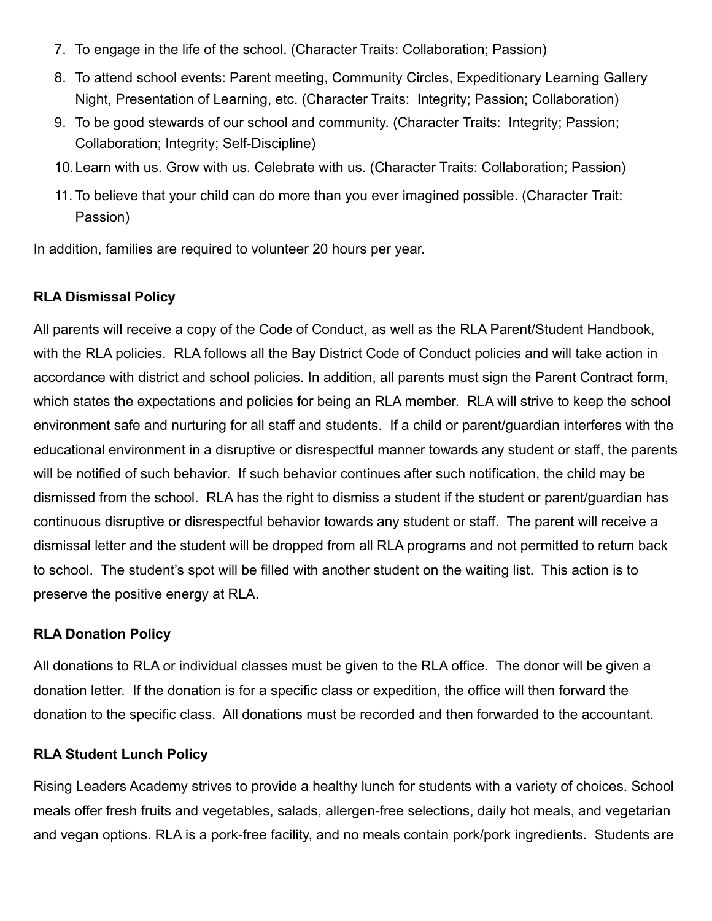7. To engage in the life of the school. (Character Traits: Collaboration; Passion)
8. To attend school events: Parent meeting, Community Circles, Expeditionary Learning Gallery Night, Presentation of Learning, etc. (Character Traits: Integrity; Passion; Collaboration)
9. To be good stewards of our school and community. (Character Traits: Integrity; Passion; Collaboration; Integrity; Self-Discipline)
10. Learn with us. Grow with us. Celebrate with us. (Character Traits: Collaboration; Passion)
11. To believe that your child can do more than you ever imagined possible. (Character Trait: Passion)

In addition, families are required to volunteer 20 hours per year.

**RLA Dismissal Policy**

All parents will receive a copy of the Code of Conduct, as well as the RLA Parent/Student Handbook, with the RLA policies. RLA follows all the Bay District Code of Conduct policies and will take action in accordance with district and school policies. In addition, all parents must sign the Parent Contract form, which states the expectations and policies for being an RLA member. RLA will strive to keep the school environment safe and nurturing for all staff and students. If a child or parent/guardian interferes with the educational environment in a disruptive or disrespectful manner towards any student or staff, the parents will be notified of such behavior. If such behavior continues after such notification, the child may be dismissed from the school. RLA has the right to dismiss a student if the student or parent/guardian has continuous disruptive or disrespectful behavior towards any student or staff. The parent will receive a dismissal letter and the student will be dropped from all RLA programs and not permitted to return back to school. The student's spot will be filled with another student on the waiting list. This action is to preserve the positive energy at RLA.

**RLA Donation Policy**

All donations to RLA or individual classes must be given to the RLA office. The donor will be given a donation letter. If the donation is for a specific class or expedition, the office will then forward the donation to the specific class. All donations must be recorded and then forwarded to the accountant.

**RLA Student Lunch Policy**

Rising Leaders Academy strives to provide a healthy lunch for students with a variety of choices. School meals offer fresh fruits and vegetables, salads, allergen-free selections, daily hot meals, and vegetarian and vegan options. RLA is a pork-free facility, and no meals contain pork/pork ingredients. Students are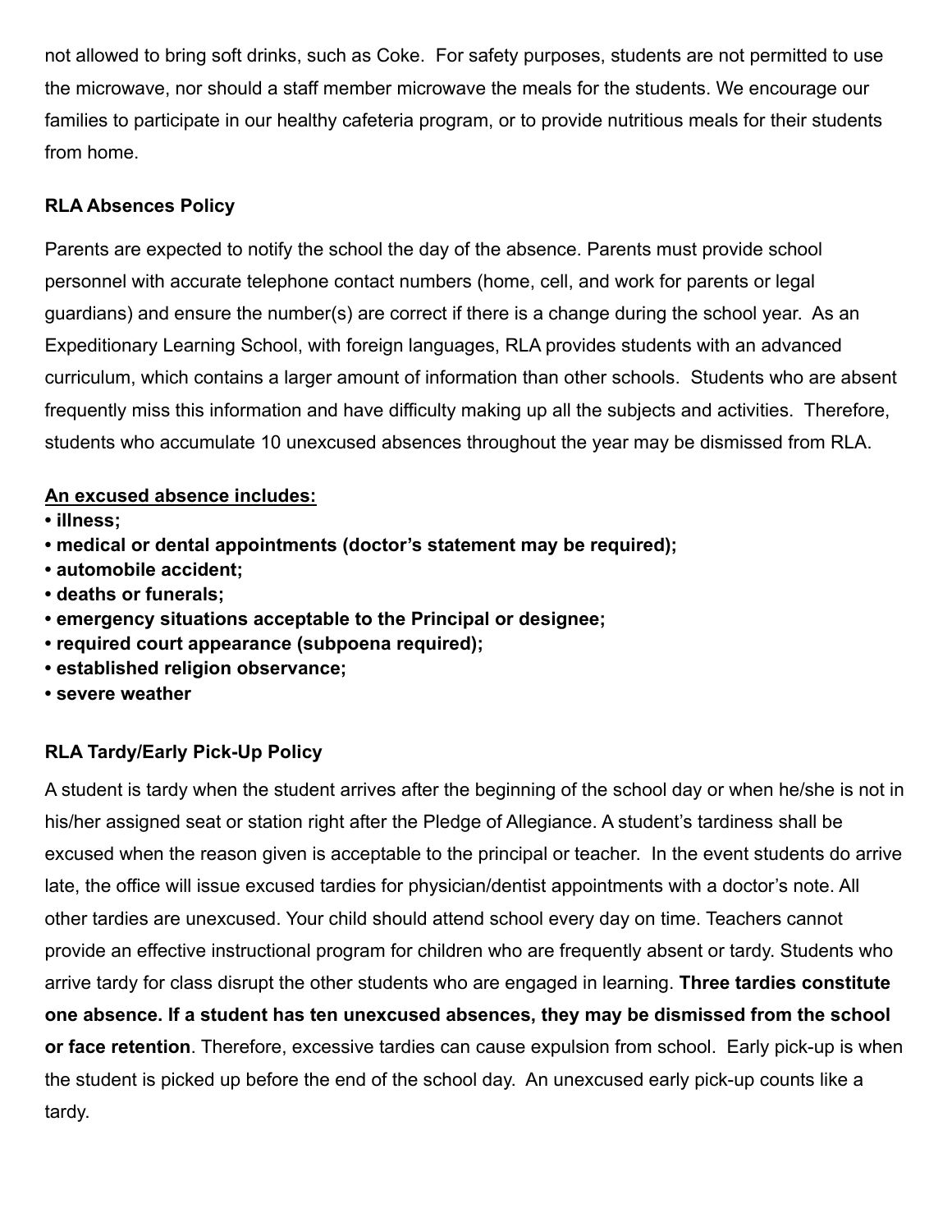not allowed to bring soft drinks, such as Coke. For safety purposes, students are not permitted to use the microwave, nor should a staff member microwave the meals for the students. We encourage our families to participate in our healthy cafeteria program, or to provide nutritious meals for their students from home.

**RLA Absences Policy**

Parents are expected to notify the school the day of the absence. Parents must provide school personnel with accurate telephone contact numbers (home, cell, and work for parents or legal guardians) and ensure the number(s) are correct if there is a change during the school year. As an Expeditionary Learning School, with foreign languages, RLA provides students with an advanced curriculum, which contains a larger amount of information than other schools. Students who are absent frequently miss this information and have difficulty making up all the subjects and activities. Therefore, students who accumulate 10 unexcused absences throughout the year may be dismissed from RLA.

**<u>An excused absence includes:</u>**

- **illness;**
- **medical or dental appointments (doctor's statement may be required);**
- **automobile accident;**
- **deaths or funerals;**
- **emergency situations acceptable to the Principal or designee;**
- **required court appearance (subpoena required);**
- **established religion observance;**
- **severe weather**

**RLA Tardy/Early Pick-Up Policy**

A student is tardy when the student arrives after the beginning of the school day or when he/she is not in his/her assigned seat or station right after the Pledge of Allegiance. A student's tardiness shall be excused when the reason given is acceptable to the principal or teacher. In the event students do arrive late, the office will issue excused tardies for physician/dentist appointments with a doctor's note. All other tardies are unexcused. Your child should attend school every day on time. Teachers cannot provide an effective instructional program for children who are frequently absent or tardy. Students who arrive tardy for class disrupt the other students who are engaged in learning. **Three tardies constitute one absence. If a student has ten unexcused absences, they may be dismissed from the school or face retention**. Therefore, excessive tardies can cause expulsion from school. Early pick-up is when the student is picked up before the end of the school day. An unexcused early pick-up counts like a tardy.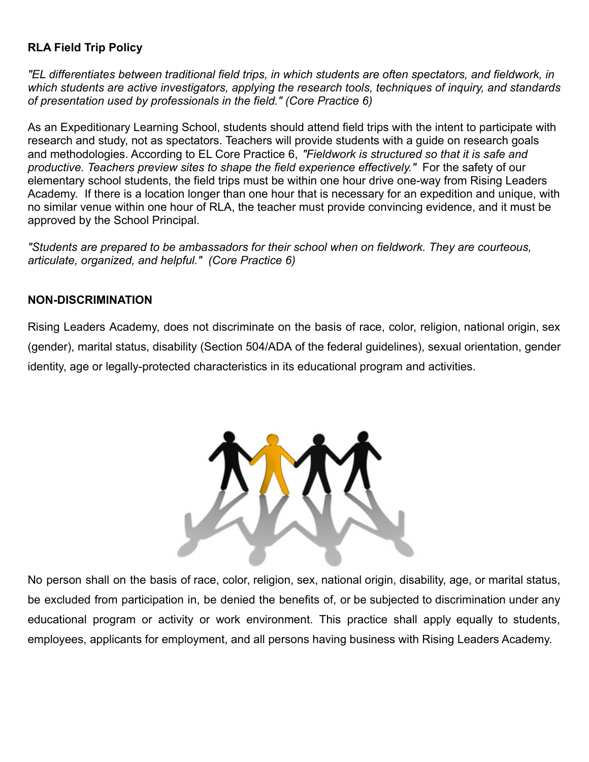**RLA Field Trip Policy**

*"EL differentiates between traditional field trips, in which students are often spectators, and fieldwork, in which students are active investigators, applying the research tools, techniques of inquiry, and standards of presentation used by professionals in the field." (Core Practice 6)*

As an Expeditionary Learning School, students should attend field trips with the intent to participate with research and study, not as spectators. Teachers will provide students with a guide on research goals and methodologies. According to EL Core Practice 6, *"Fieldwork is structured so that it is safe and productive. Teachers preview sites to shape the field experience effectively."* For the safety of our elementary school students, the field trips must be within one hour drive one-way from Rising Leaders Academy. If there is a location longer than one hour that is necessary for an expedition and unique, with no similar venue within one hour of RLA, the teacher must provide convincing evidence, and it must be approved by the School Principal.

*"Students are prepared to be ambassadors for their school when on fieldwork. They are courteous, articulate, organized, and helpful." (Core Practice 6)*

**NON-DISCRIMINATION**

Rising Leaders Academy, does not discriminate on the basis of race, color, religion, national origin, sex (gender), marital status, disability (Section 504/ADA of the federal guidelines), sexual orientation, gender identity, age or legally-protected characteristics in its educational program and activities.

No person shall on the basis of race, color, religion, sex, national origin, disability, age, or marital status, be excluded from participation in, be denied the benefits of, or be subjected to discrimination under any educational program or activity or work environment. This practice shall apply equally to students, employees, applicants for employment, and all persons having business with Rising Leaders Academy.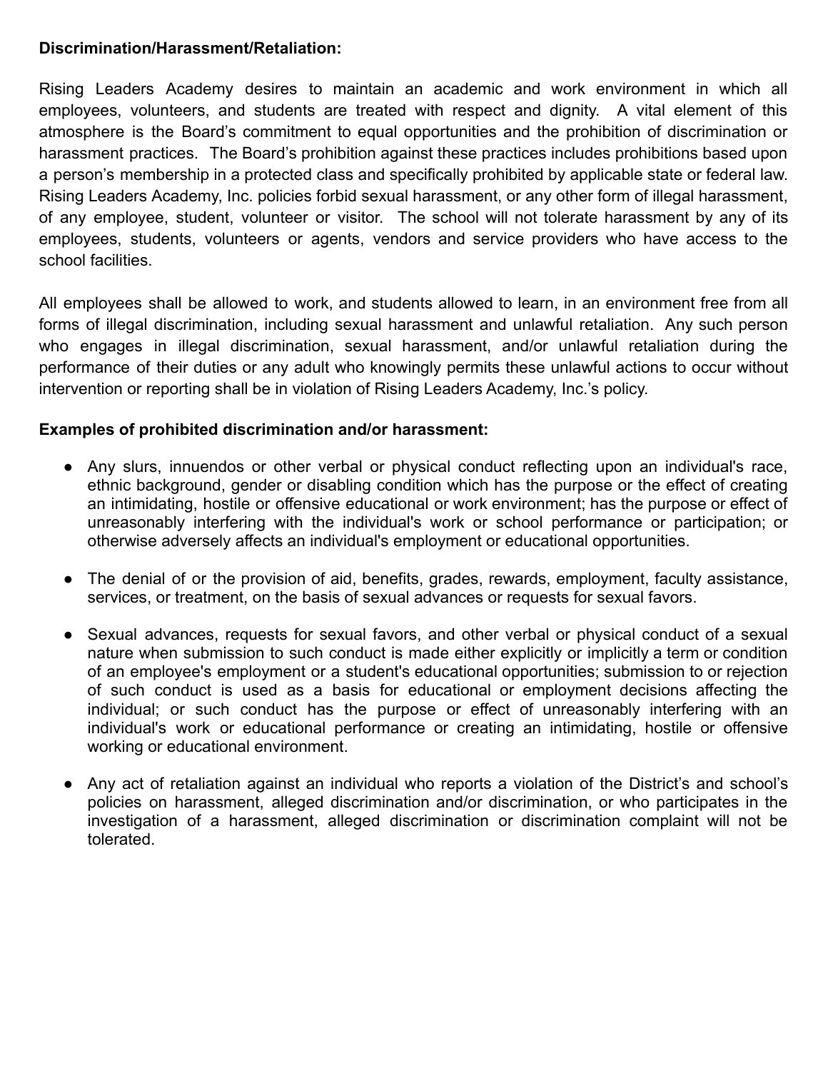**Discrimination/Harassment/Retaliation:**

Rising Leaders Academy desires to maintain an academic and work environment in which all employees, volunteers, and students are treated with respect and dignity. A vital element of this atmosphere is the Board's commitment to equal opportunities and the prohibition of discrimination or harassment practices. The Board's prohibition against these practices includes prohibitions based upon a person's membership in a protected class and specifically prohibited by applicable state or federal law. Rising Leaders Academy, Inc. policies forbid sexual harassment, or any other form of illegal harassment, of any employee, student, volunteer or visitor. The school will not tolerate harassment by any of its employees, students, volunteers or agents, vendors and service providers who have access to the school facilities.

All employees shall be allowed to work, and students allowed to learn, in an environment free from all forms of illegal discrimination, including sexual harassment and unlawful retaliation. Any such person who engages in illegal discrimination, sexual harassment, and/or unlawful retaliation during the performance of their duties or any adult who knowingly permits these unlawful actions to occur without intervention or reporting shall be in violation of Rising Leaders Academy, Inc.'s policy.

**Examples of prohibited discrimination and/or harassment:**

- Any slurs, innuendos or other verbal or physical conduct reflecting upon an individual's race, ethnic background, gender or disabling condition which has the purpose or the effect of creating an intimidating, hostile or offensive educational or work environment; has the purpose or effect of unreasonably interfering with the individual's work or school performance or participation; or otherwise adversely affects an individual's employment or educational opportunities.

- The denial of or the provision of aid, benefits, grades, rewards, employment, faculty assistance, services, or treatment, on the basis of sexual advances or requests for sexual favors.

- Sexual advances, requests for sexual favors, and other verbal or physical conduct of a sexual nature when submission to such conduct is made either explicitly or implicitly a term or condition of an employee's employment or a student's educational opportunities; submission to or rejection of such conduct is used as a basis for educational or employment decisions affecting the individual; or such conduct has the purpose or effect of unreasonably interfering with an individual's work or educational performance or creating an intimidating, hostile or offensive working or educational environment.

- Any act of retaliation against an individual who reports a violation of the District's and school's policies on harassment, alleged discrimination and/or discrimination, or who participates in the investigation of a harassment, alleged discrimination or discrimination complaint will not be tolerated.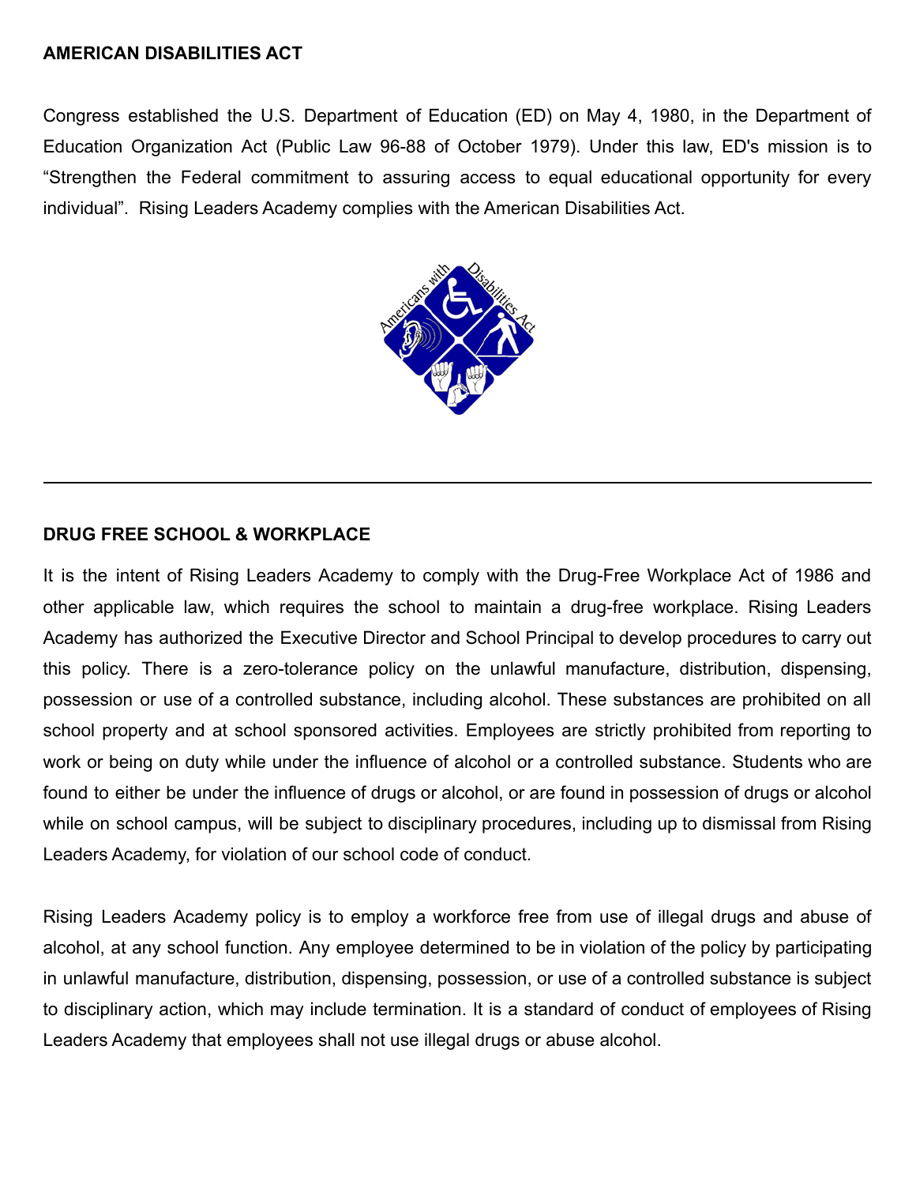## AMERICAN DISABILITIES ACT

Congress established the U.S. Department of Education (ED) on May 4, 1980, in the Department of Education Organization Act (Public Law 96-88 of October 1979). Under this law, ED's mission is to "Strengthen the Federal commitment to assuring access to equal educational opportunity for every individual". Rising Leaders Academy complies with the American Disabilities Act.

---

## DRUG FREE SCHOOL & WORKPLACE

It is the intent of Rising Leaders Academy to comply with the Drug-Free Workplace Act of 1986 and other applicable law, which requires the school to maintain a drug-free workplace. Rising Leaders Academy has authorized the Executive Director and School Principal to develop procedures to carry out this policy. There is a zero-tolerance policy on the unlawful manufacture, distribution, dispensing, possession or use of a controlled substance, including alcohol. These substances are prohibited on all school property and at school sponsored activities. Employees are strictly prohibited from reporting to work or being on duty while under the influence of alcohol or a controlled substance. Students who are found to either be under the influence of drugs or alcohol, or are found in possession of drugs or alcohol while on school campus, will be subject to disciplinary procedures, including up to dismissal from Rising Leaders Academy, for violation of our school code of conduct.

Rising Leaders Academy policy is to employ a workforce free from use of illegal drugs and abuse of alcohol, at any school function. Any employee determined to be in violation of the policy by participating in unlawful manufacture, distribution, dispensing, possession, or use of a controlled substance is subject to disciplinary action, which may include termination. It is a standard of conduct of employees of Rising Leaders Academy that employees shall not use illegal drugs or abuse alcohol.